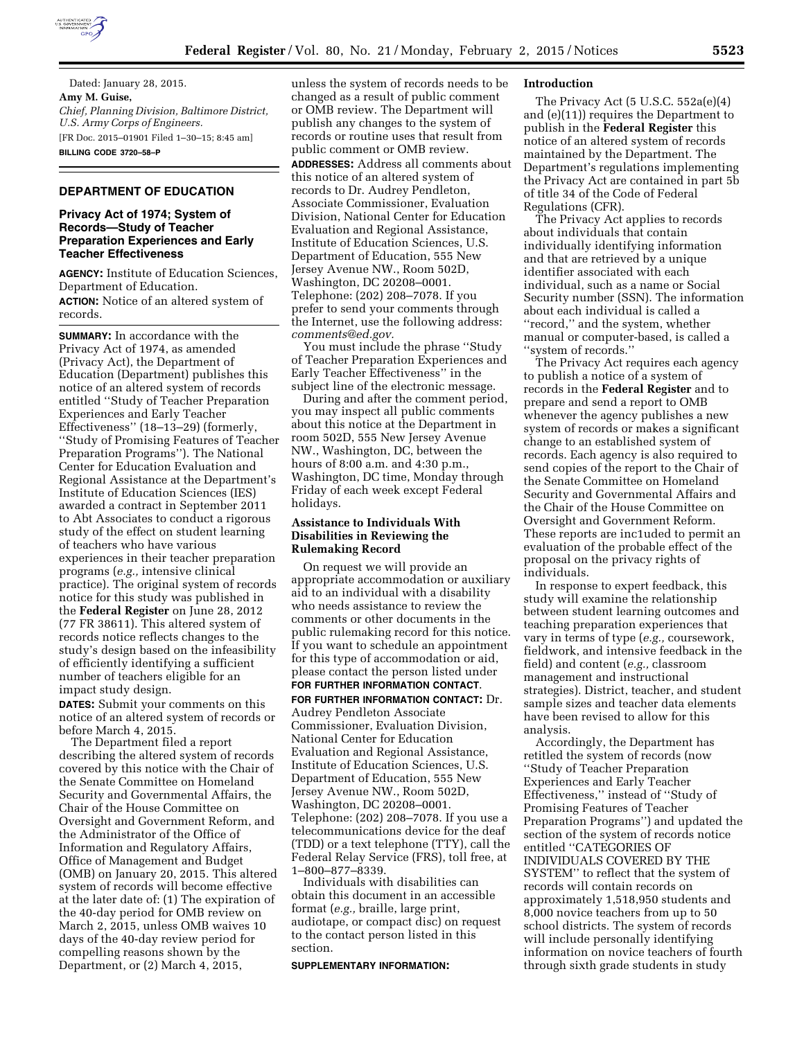Dated: January 28, 2015.

**Amy M. Guise,**

*Chief, Planning Division, Baltimore District, U.S. Army Corps of Engineers.*

[FR Doc. 2015–01901 Filed 1–30–15; 8:45 am]

**BILLING CODE 3720–58–P**

## DEPARTMENT OF EDUCATION

### Privacy Act of 1974; System of Records—Study of Teacher Preparation Experiences and Early Teacher Effectiveness

**AGENCY:** Institute of Education Sciences, Department of Education.

**ACTION:** Notice of an altered system of records.

**SUMMARY:** In accordance with the Privacy Act of 1974, as amended (Privacy Act), the Department of Education (Department) publishes this notice of an altered system of records entitled ''Study of Teacher Preparation Experiences and Early Teacher Effectiveness'' (18–13–29) (formerly, ''Study of Promising Features of Teacher Preparation Programs''). The National Center for Education Evaluation and Regional Assistance at the Department's Institute of Education Sciences (IES) awarded a contract in September 2011 to Abt Associates to conduct a rigorous study of the effect on student learning of teachers who have various experiences in their teacher preparation programs (*e.g.,* intensive clinical practice). The original system of records notice for this study was published in the **Federal Register** on June 28, 2012 (77 FR 38611). This altered system of records notice reflects changes to the study's design based on the infeasibility of efficiently identifying a sufficient number of teachers eligible for an impact study design.

**DATES:** Submit your comments on this notice of an altered system of records or before March 4, 2015.

The Department filed a report describing the altered system of records covered by this notice with the Chair of the Senate Committee on Homeland Security and Governmental Affairs, the Chair of the House Committee on Oversight and Government Reform, and the Administrator of the Office of Information and Regulatory Affairs, Office of Management and Budget (OMB) on January 20, 2015. This altered system of records will become effective at the later date of: (1) The expiration of the 40-day period for OMB review on March 2, 2015, unless OMB waives 10 days of the 40-day review period for compelling reasons shown by the Department, or (2) March 4, 2015, unless the system of records needs to be changed as a result of public comment or OMB review. The Department will publish any changes to the system of records or routine uses that result from public comment or OMB review.

**ADDRESSES:** Address all comments about this notice of an altered system of records to Dr. Audrey Pendleton, Associate Commissioner, Evaluation Division, National Center for Education Evaluation and Regional Assistance, Institute of Education Sciences, U.S. Department of Education, 555 New Jersey Avenue NW., Room 502D, Washington, DC 20208–0001. Telephone: (202) 208–7078. If you prefer to send your comments through the Internet, use the following address: *comments@ed.gov.*

You must include the phrase ''Study of Teacher Preparation Experiences and Early Teacher Effectiveness'' in the subject line of the electronic message.

During and after the comment period, you may inspect all public comments about this notice at the Department in room 502D, 555 New Jersey Avenue NW., Washington, DC, between the hours of 8:00 a.m. and 4:30 p.m., Washington, DC time, Monday through Friday of each week except Federal holidays.

#### Assistance to Individuals With Disabilities in Reviewing the Rulemaking Record

On request we will provide an appropriate accommodation or auxiliary aid to an individual with a disability who needs assistance to review the comments or other documents in the public rulemaking record for this notice. If you want to schedule an appointment for this type of accommodation or aid, please contact the person listed under **FOR FURTHER INFORMATION CONTACT**.

**FOR FURTHER INFORMATION CONTACT:** Dr. Audrey Pendleton Associate Commissioner, Evaluation Division, National Center for Education Evaluation and Regional Assistance, Institute of Education Sciences, U.S. Department of Education, 555 New Jersey Avenue NW., Room 502D, Washington, DC 20208–0001. Telephone: (202) 208–7078. If you use a telecommunications device for the deaf (TDD) or a text telephone (TTY), call the Federal Relay Service (FRS), toll free, at 1–800–877–8339.

Individuals with disabilities can obtain this document in an accessible format (*e.g.,* braille, large print, audiotape, or compact disc) on request to the contact person listed in this section.

**SUPPLEMENTARY INFORMATION:**

#### Introduction

The Privacy Act (5 U.S.C. 552a(e)(4) and (e)(11)) requires the Department to publish in the **Federal Register** this notice of an altered system of records maintained by the Department. The Department's regulations implementing the Privacy Act are contained in part 5b of title 34 of the Code of Federal Regulations (CFR).

The Privacy Act applies to records about individuals that contain individually identifying information and that are retrieved by a unique identifier associated with each individual, such as a name or Social Security number (SSN). The information about each individual is called a ''record,'' and the system, whether manual or computer-based, is called a ''system of records.''

The Privacy Act requires each agency to publish a notice of a system of records in the **Federal Register** and to prepare and send a report to OMB whenever the agency publishes a new system of records or makes a significant change to an established system of records. Each agency is also required to send copies of the report to the Chair of the Senate Committee on Homeland Security and Governmental Affairs and the Chair of the House Committee on Oversight and Government Reform. These reports are inc1uded to permit an evaluation of the probable effect of the proposal on the privacy rights of individuals.

In response to expert feedback, this study will examine the relationship between student learning outcomes and teaching preparation experiences that vary in terms of type (*e.g.,* coursework, fieldwork, and intensive feedback in the field) and content (*e.g.,* classroom management and instructional strategies). District, teacher, and student sample sizes and teacher data elements have been revised to allow for this analysis.

Accordingly, the Department has retitled the system of records (now ''Study of Teacher Preparation Experiences and Early Teacher Effectiveness,'' instead of ''Study of Promising Features of Teacher Preparation Programs'') and updated the section of the system of records notice entitled ''CATEGORIES OF INDIVIDUALS COVERED BY THE SYSTEM'' to reflect that the system of records will contain records on approximately 1,518,950 students and 8,000 novice teachers from up to 50 school districts. The system of records will include personally identifying information on novice teachers of fourth through sixth grade students in study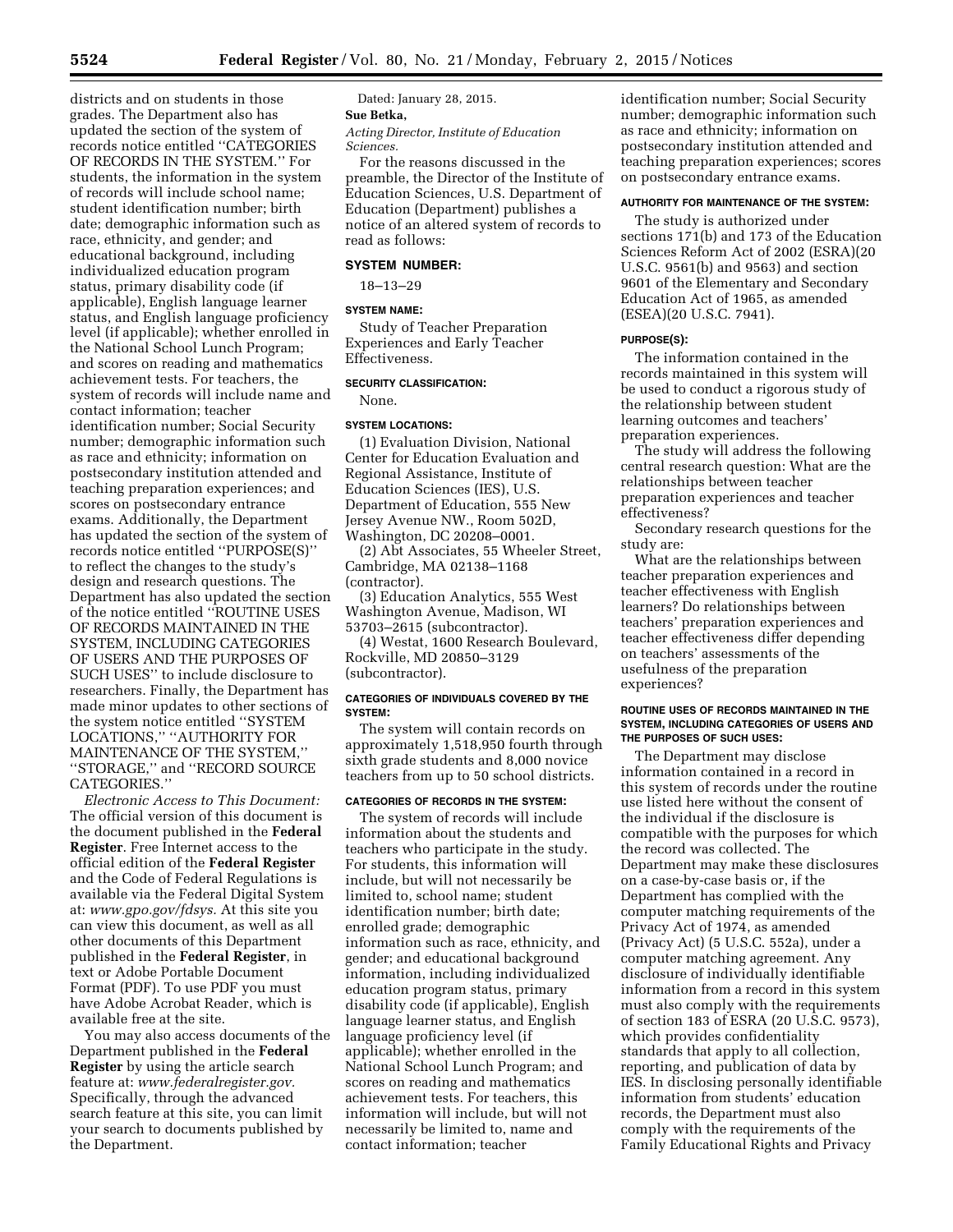districts and on students in those grades. The Department also has updated the section of the system of records notice entitled "CATEGORIES OF RECORDS IN THE SYSTEM." For students, the information in the system of records will include school name; student identification number; birth date; demographic information such as race, ethnicity, and gender; and educational background, including individualized education program status, primary disability code (if applicable), English language learner status, and English language proficiency level (if applicable); whether enrolled in the National School Lunch Program; and scores on reading and mathematics achievement tests. For teachers, the system of records will include name and contact information; teacher identification number; Social Security number; demographic information such as race and ethnicity; information on postsecondary institution attended and teaching preparation experiences; and scores on postsecondary entrance exams. Additionally, the Department has updated the section of the system of records notice entitled "PURPOSE(S)" to reflect the changes to the study's design and research questions. The Department has also updated the section of the notice entitled "ROUTINE USES OF RECORDS MAINTAINED IN THE SYSTEM, INCLUDING CATEGORIES OF USERS AND THE PURPOSES OF SUCH USES" to include disclosure to researchers. Finally, the Department has made minor updates to other sections of the system notice entitled "SYSTEM LOCATIONS," "AUTHORITY FOR MAINTENANCE OF THE SYSTEM," "STORAGE," and "RECORD SOURCE CATEGORIES."

*Electronic Access to This Document:* The official version of this document is the document published in the **Federal Register**. Free Internet access to the official edition of the **Federal Register** and the Code of Federal Regulations is available via the Federal Digital System at: *www.gpo.gov/fdsys*. At this site you can view this document, as well as all other documents of this Department published in the **Federal Register**, in text or Adobe Portable Document Format (PDF). To use PDF you must have Adobe Acrobat Reader, which is available free at the site.

You may also access documents of the Department published in the **Federal Register** by using the article search feature at: *www.federalregister.gov*. Specifically, through the advanced search feature at this site, you can limit your search to documents published by the Department.

Dated: January 28, 2015.

**Sue Betka,**

*Acting Director, Institute of Education Sciences.*

For the reasons discussed in the preamble, the Director of the Institute of Education Sciences, U.S. Department of Education (Department) publishes a notice of an altered system of records to read as follows:

### SYSTEM NUMBER:

18–13–29

### SYSTEM NAME:

Study of Teacher Preparation Experiences and Early Teacher Effectiveness.

### SECURITY CLASSIFICATION:

None.

### SYSTEM LOCATIONS:

(1) Evaluation Division, National Center for Education Evaluation and Regional Assistance, Institute of Education Sciences (IES), U.S. Department of Education, 555 New Jersey Avenue NW., Room 502D, Washington, DC 20208–0001.

(2) Abt Associates, 55 Wheeler Street, Cambridge, MA 02138–1168 (contractor).

(3) Education Analytics, 555 West Washington Avenue, Madison, WI 53703–2615 (subcontractor).

(4) Westat, 1600 Research Boulevard, Rockville, MD 20850–3129 (subcontractor).

### CATEGORIES OF INDIVIDUALS COVERED BY THE SYSTEM:

The system will contain records on approximately 1,518,950 fourth through sixth grade students and 8,000 novice teachers from up to 50 school districts.

### CATEGORIES OF RECORDS IN THE SYSTEM:

The system of records will include information about the students and teachers who participate in the study. For students, this information will include, but will not necessarily be limited to, school name; student identification number; birth date; enrolled grade; demographic information such as race, ethnicity, and gender; and educational background information, including individualized education program status, primary disability code (if applicable), English language learner status, and English language proficiency level (if applicable); whether enrolled in the National School Lunch Program; and scores on reading and mathematics achievement tests. For teachers, this information will include, but will not necessarily be limited to, name and contact information; teacher identification number; Social Security number; demographic information such as race and ethnicity; information on postsecondary institution attended and teaching preparation experiences; scores on postsecondary entrance exams.

### AUTHORITY FOR MAINTENANCE OF THE SYSTEM:

The study is authorized under sections 171(b) and 173 of the Education Sciences Reform Act of 2002 (ESRA)(20 U.S.C. 9561(b) and 9563) and section 9601 of the Elementary and Secondary Education Act of 1965, as amended (ESEA)(20 U.S.C. 7941).

### PURPOSE(S):

The information contained in the records maintained in this system will be used to conduct a rigorous study of the relationship between student learning outcomes and teachers' preparation experiences.

The study will address the following central research question: What are the relationships between teacher preparation experiences and teacher effectiveness?

Secondary research questions for the study are:

What are the relationships between teacher preparation experiences and teacher effectiveness with English learners? Do relationships between teachers' preparation experiences and teacher effectiveness differ depending on teachers' assessments of the usefulness of the preparation experiences?

### ROUTINE USES OF RECORDS MAINTAINED IN THE SYSTEM, INCLUDING CATEGORIES OF USERS AND THE PURPOSES OF SUCH USES:

The Department may disclose information contained in a record in this system of records under the routine use listed here without the consent of the individual if the disclosure is compatible with the purposes for which the record was collected. The Department may make these disclosures on a case-by-case basis or, if the Department has complied with the computer matching requirements of the Privacy Act of 1974, as amended (Privacy Act) (5 U.S.C. 552a), under a computer matching agreement. Any disclosure of individually identifiable information from a record in this system must also comply with the requirements of section 183 of ESRA (20 U.S.C. 9573), which provides confidentiality standards that apply to all collection, reporting, and publication of data by IES. In disclosing personally identifiable information from students' education records, the Department must also comply with the requirements of the Family Educational Rights and Privacy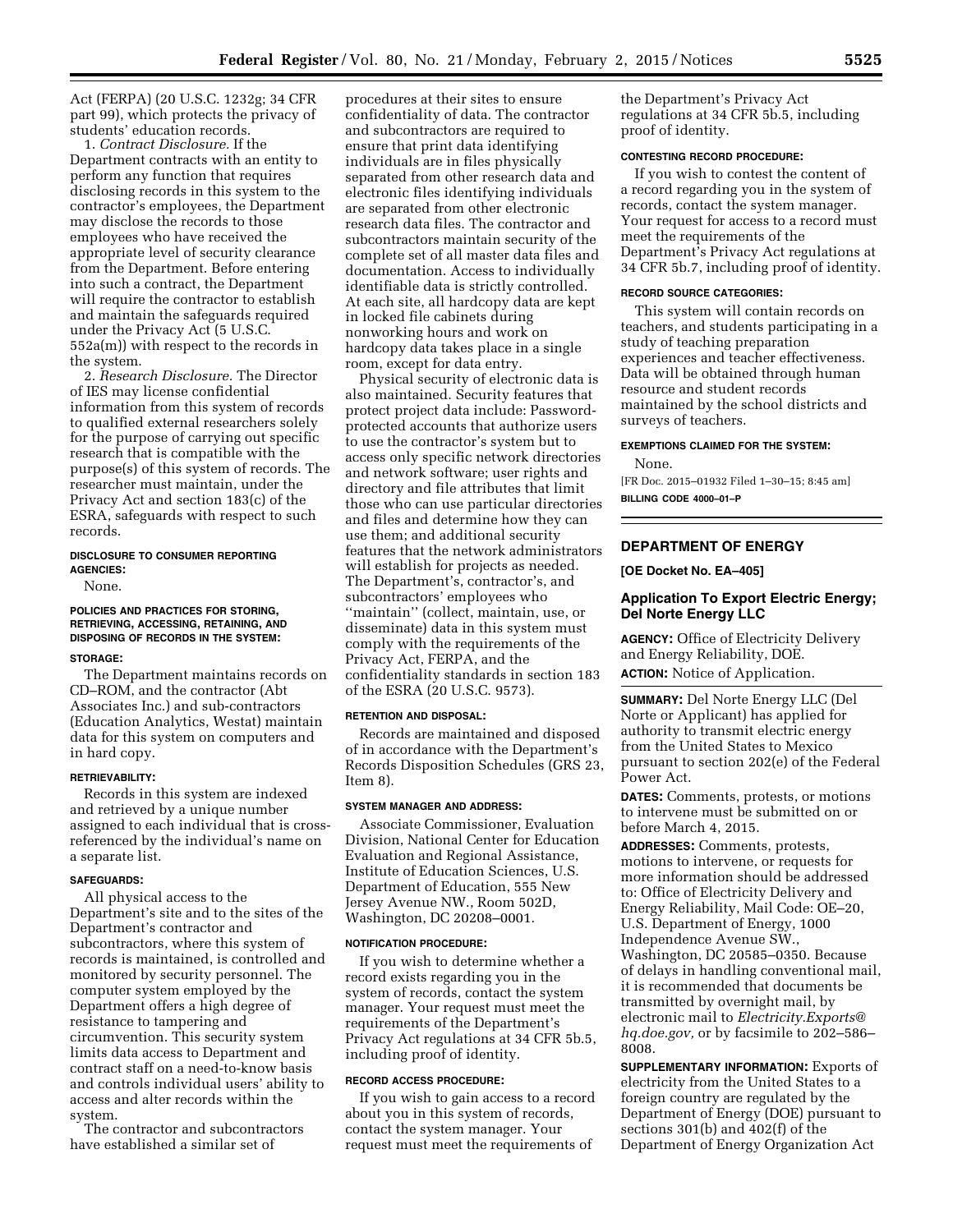Act (FERPA) (20 U.S.C. 1232g; 34 CFR part 99), which protects the privacy of students' education records.

1. *Contract Disclosure.* If the Department contracts with an entity to perform any function that requires disclosing records in this system to the contractor's employees, the Department may disclose the records to those employees who have received the appropriate level of security clearance from the Department. Before entering into such a contract, the Department will require the contractor to establish and maintain the safeguards required under the Privacy Act (5 U.S.C. 552a(m)) with respect to the records in the system.

2. *Research Disclosure.* The Director of IES may license confidential information from this system of records to qualified external researchers solely for the purpose of carrying out specific research that is compatible with the purpose(s) of this system of records. The researcher must maintain, under the Privacy Act and section 183(c) of the ESRA, safeguards with respect to such records.

#### DISCLOSURE TO CONSUMER REPORTING AGENCIES:

None.

#### POLICIES AND PRACTICES FOR STORING, RETRIEVING, ACCESSING, RETAINING, AND DISPOSING OF RECORDS IN THE SYSTEM:

#### STORAGE:

The Department maintains records on CD–ROM, and the contractor (Abt Associates Inc.) and sub-contractors (Education Analytics, Westat) maintain data for this system on computers and in hard copy.

#### RETRIEVABILITY:

Records in this system are indexed and retrieved by a unique number assigned to each individual that is cross-referenced by the individual's name on a separate list.

#### SAFEGUARDS:

All physical access to the Department's site and to the sites of the Department's contractor and subcontractors, where this system of records is maintained, is controlled and monitored by security personnel. The computer system employed by the Department offers a high degree of resistance to tampering and circumvention. This security system limits data access to Department and contract staff on a need-to-know basis and controls individual users' ability to access and alter records within the system.

The contractor and subcontractors have established a similar set of procedures at their sites to ensure confidentiality of data. The contractor and subcontractors are required to ensure that print data identifying individuals are in files physically separated from other research data and electronic files identifying individuals are separated from other electronic research data files. The contractor and subcontractors maintain security of the complete set of all master data files and documentation. Access to individually identifiable data is strictly controlled. At each site, all hardcopy data are kept in locked file cabinets during nonworking hours and work on hardcopy data takes place in a single room, except for data entry.

Physical security of electronic data is also maintained. Security features that protect project data include: Password-protected accounts that authorize users to use the contractor's system but to access only specific network directories and network software; user rights and directory and file attributes that limit those who can use particular directories and files and determine how they can use them; and additional security features that the network administrators will establish for projects as needed. The Department's, contractor's, and subcontractors' employees who "maintain" (collect, maintain, use, or disseminate) data in this system must comply with the requirements of the Privacy Act, FERPA, and the confidentiality standards in section 183 of the ESRA (20 U.S.C. 9573).

#### RETENTION AND DISPOSAL:

Records are maintained and disposed of in accordance with the Department's Records Disposition Schedules (GRS 23, Item 8).

#### SYSTEM MANAGER AND ADDRESS:

Associate Commissioner, Evaluation Division, National Center for Education Evaluation and Regional Assistance, Institute of Education Sciences, U.S. Department of Education, 555 New Jersey Avenue NW., Room 502D, Washington, DC 20208–0001.

#### NOTIFICATION PROCEDURE:

If you wish to determine whether a record exists regarding you in the system of records, contact the system manager. Your request must meet the requirements of the Department's Privacy Act regulations at 34 CFR 5b.5, including proof of identity.

#### RECORD ACCESS PROCEDURE:

If you wish to gain access to a record about you in this system of records, contact the system manager. Your request must meet the requirements of the Department's Privacy Act regulations at 34 CFR 5b.5, including proof of identity.

#### CONTESTING RECORD PROCEDURE:

If you wish to contest the content of a record regarding you in the system of records, contact the system manager. Your request for access to a record must meet the requirements of the Department's Privacy Act regulations at 34 CFR 5b.7, including proof of identity.

#### RECORD SOURCE CATEGORIES:

This system will contain records on teachers, and students participating in a study of teaching preparation experiences and teacher effectiveness. Data will be obtained through human resource and student records maintained by the school districts and surveys of teachers.

#### EXEMPTIONS CLAIMED FOR THE SYSTEM:

None.

[FR Doc. 2015–01932 Filed 1–30–15; 8:45 am]

**BILLING CODE 4000–01–P**

## DEPARTMENT OF ENERGY

**[OE Docket No. EA–405]**

### Application To Export Electric Energy; Del Norte Energy LLC

**AGENCY:** Office of Electricity Delivery and Energy Reliability, DOE.

**ACTION:** Notice of Application.

**SUMMARY:** Del Norte Energy LLC (Del Norte or Applicant) has applied for authority to transmit electric energy from the United States to Mexico pursuant to section 202(e) of the Federal Power Act.

**DATES:** Comments, protests, or motions to intervene must be submitted on or before March 4, 2015.

**ADDRESSES:** Comments, protests, motions to intervene, or requests for more information should be addressed to: Office of Electricity Delivery and Energy Reliability, Mail Code: OE–20, U.S. Department of Energy, 1000 Independence Avenue SW., Washington, DC 20585–0350. Because of delays in handling conventional mail, it is recommended that documents be transmitted by overnight mail, by electronic mail to *Electricity.Exports@hq.doe.gov,* or by facsimile to 202–586–8008.

**SUPPLEMENTARY INFORMATION:** Exports of electricity from the United States to a foreign country are regulated by the Department of Energy (DOE) pursuant to sections 301(b) and 402(f) of the Department of Energy Organization Act